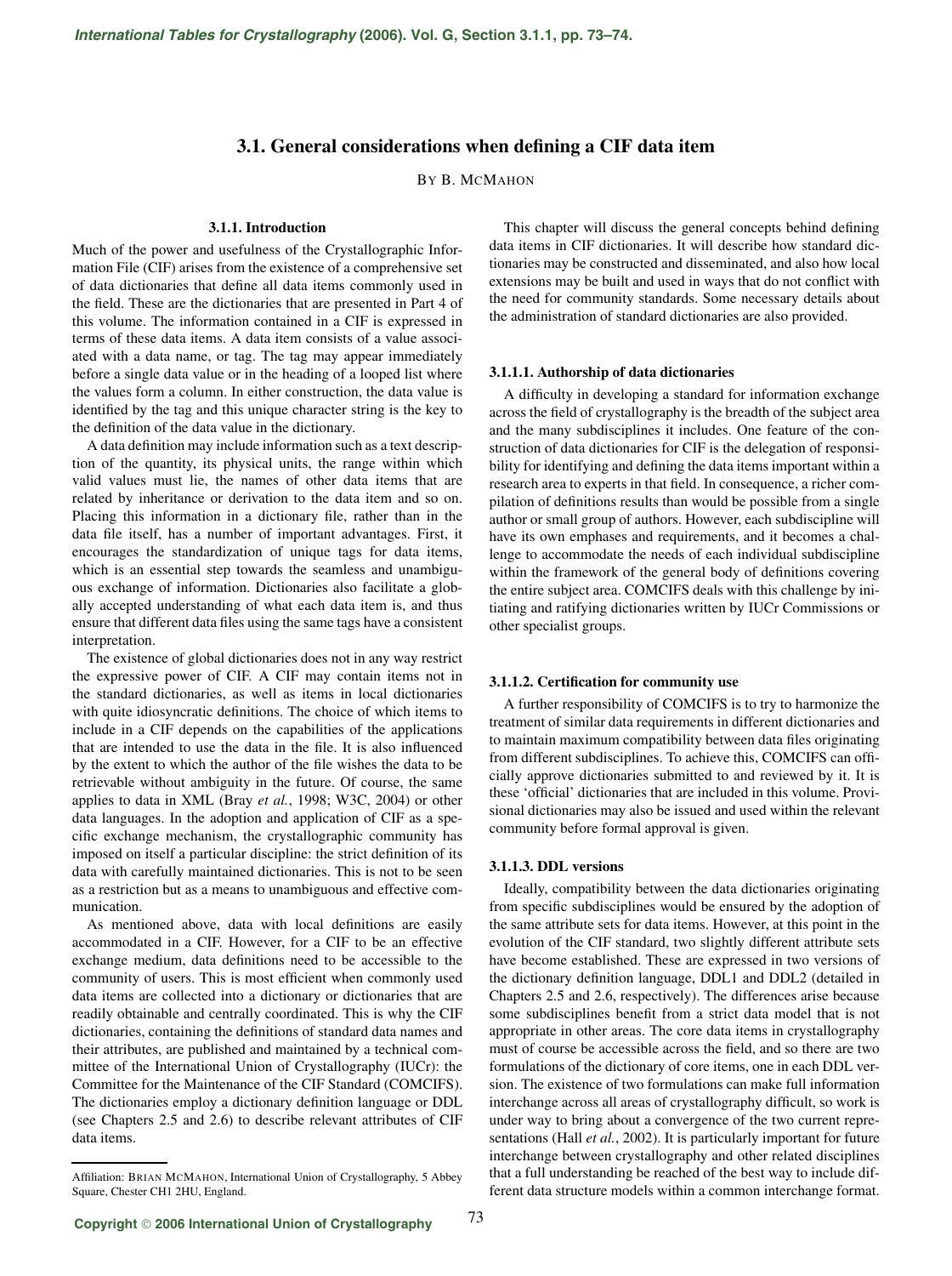# 3.1. General considerations when defining a CIF data item

By B. McMahon

## 3.1.1. Introduction

Much of the power and usefulness of the Crystallographic Information File (CIF) arises from the existence of a comprehensive set of data dictionaries that define all data items commonly used in the field. These are the dictionaries that are presented in Part 4 of this volume. The information contained in a CIF is expressed in terms of these data items. A data item consists of a value associated with a data name, or tag. The tag may appear immediately before a single data value or in the heading of a looped list where the values form a column. In either construction, the data value is identified by the tag and this unique character string is the key to the definition of the data value in the dictionary.

A data definition may include information such as a text description of the quantity, its physical units, the range within which valid values must lie, the names of other data items that are related by inheritance or derivation to the data item and so on. Placing this information in a dictionary file, rather than in the data file itself, has a number of important advantages. First, it encourages the standardization of unique tags for data items, which is an essential step towards the seamless and unambiguous exchange of information. Dictionaries also facilitate a globally accepted understanding of what each data item is, and thus ensure that different data files using the same tags have a consistent interpretation.

The existence of global dictionaries does not in any way restrict the expressive power of CIF. A CIF may contain items not in the standard dictionaries, as well as items in local dictionaries with quite idiosyncratic definitions. The choice of which items to include in a CIF depends on the capabilities of the applications that are intended to use the data in the file. It is also influenced by the extent to which the author of the file wishes the data to be retrievable without ambiguity in the future. Of course, the same applies to data in XML (Bray *et al.*, 1998; W3C, 2004) or other data languages. In the adoption and application of CIF as a specific exchange mechanism, the crystallographic community has imposed on itself a particular discipline: the strict definition of its data with carefully maintained dictionaries. This is not to be seen as a restriction but as a means to unambiguous and effective communication.

As mentioned above, data with local definitions are easily accommodated in a CIF. However, for a CIF to be an effective exchange medium, data definitions need to be accessible to the community of users. This is most efficient when commonly used data items are collected into a dictionary or dictionaries that are readily obtainable and centrally coordinated. This is why the CIF dictionaries, containing the definitions of standard data names and their attributes, are published and maintained by a technical committee of the International Union of Crystallography (IUCr): the Committee for the Maintenance of the CIF Standard (COMCIFS). The dictionaries employ a dictionary definition language or DDL (see Chapters 2.5 and 2.6) to describe relevant attributes of CIF data items.

This chapter will discuss the general concepts behind defining data items in CIF dictionaries. It will describe how standard dictionaries may be constructed and disseminated, and also how local extensions may be built and used in ways that do not conflict with the need for community standards. Some necessary details about the administration of standard dictionaries are also provided.

### 3.1.1.1. Authorship of data dictionaries

A difficulty in developing a standard for information exchange across the field of crystallography is the breadth of the subject area and the many subdisciplines it includes. One feature of the construction of data dictionaries for CIF is the delegation of responsibility for identifying and defining the data items important within a research area to experts in that field. In consequence, a richer compilation of definitions results than would be possible from a single author or small group of authors. However, each subdiscipline will have its own emphases and requirements, and it becomes a challenge to accommodate the needs of each individual subdiscipline within the framework of the general body of definitions covering the entire subject area. COMCIFS deals with this challenge by initiating and ratifying dictionaries written by IUCr Commissions or other specialist groups.

### 3.1.1.2. Certification for community use

A further responsibility of COMCIFS is to try to harmonize the treatment of similar data requirements in different dictionaries and to maintain maximum compatibility between data files originating from different subdisciplines. To achieve this, COMCIFS can officially approve dictionaries submitted to and reviewed by it. It is these 'official' dictionaries that are included in this volume. Provisional dictionaries may also be issued and used within the relevant community before formal approval is given.

### 3.1.1.3. DDL versions

Ideally, compatibility between the data dictionaries originating from specific subdisciplines would be ensured by the adoption of the same attribute sets for data items. However, at this point in the evolution of the CIF standard, two slightly different attribute sets have become established. These are expressed in two versions of the dictionary definition language, DDL1 and DDL2 (detailed in Chapters 2.5 and 2.6, respectively). The differences arise because some subdisciplines benefit from a strict data model that is not appropriate in other areas. The core data items in crystallography must of course be accessible across the field, and so there are two formulations of the dictionary of core items, one in each DDL version. The existence of two formulations can make full information interchange across all areas of crystallography difficult, so work is under way to bring about a convergence of the two current representations (Hall *et al.*, 2002). It is particularly important for future interchange between crystallography and other related disciplines that a full understanding be reached of the best way to include different data structure models within a common interchange format.

---

Affiliation: Brian McMahon, International Union of Crystallography, 5 Abbey Square, Chester CH1 2HU, England.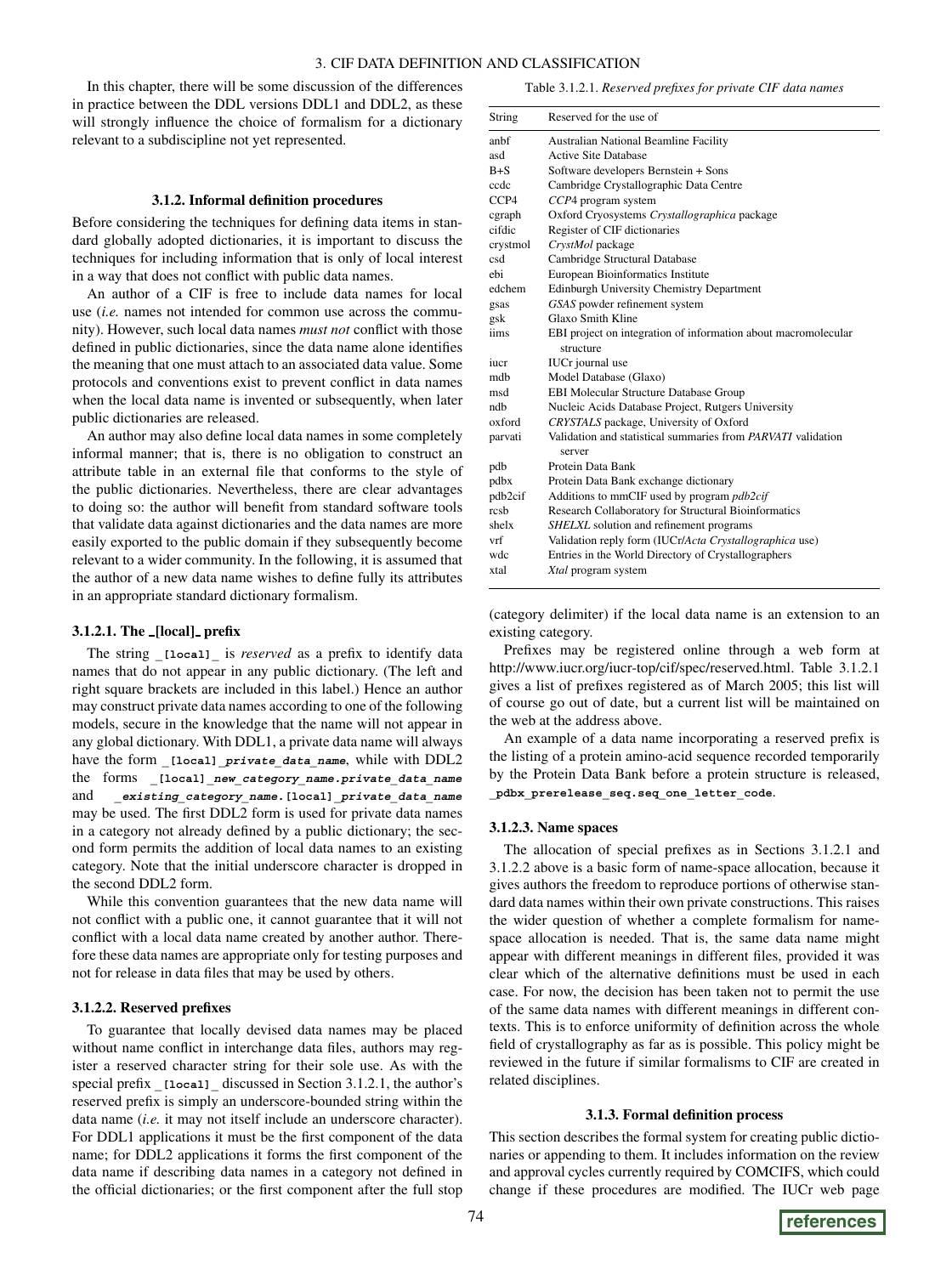In this chapter, there will be some discussion of the differences in practice between the DDL versions DDL1 and DDL2, as these will strongly influence the choice of formalism for a dictionary relevant to a subdiscipline not yet represented.

### 3.1.2. Informal definition procedures

Before considering the techniques for defining data items in standard globally adopted dictionaries, it is important to discuss the techniques for including information that is only of local interest in a way that does not conflict with public data names.

An author of a CIF is free to include data names for local use (*i.e.* names not intended for common use across the community). However, such local data names *must not* conflict with those defined in public dictionaries, since the data name alone identifies the meaning that one must attach to an associated data value. Some protocols and conventions exist to prevent conflict in data names when the local data name is invented or subsequently, when later public dictionaries are released.

An author may also define local data names in some completely informal manner; that is, there is no obligation to construct an attribute table in an external file that conforms to the style of the public dictionaries. Nevertheless, there are clear advantages to doing so: the author will benefit from standard software tools that validate data against dictionaries and the data names are more easily exported to the public domain if they subsequently become relevant to a wider community. In the following, it is assumed that the author of a new data name wishes to define fully its attributes in an appropriate standard dictionary formalism.

#### 3.1.2.1. The _[local]_ prefix

The string `_[local]_` is *reserved* as a prefix to identify data names that do not appear in any public dictionary. (The left and right square brackets are included in this label.) Hence an author may construct private data names according to one of the following models, secure in the knowledge that the name will not appear in any global dictionary. With DDL1, a private data name will always have the form `_[local]_private_data_name`, while with DDL2 the forms `_[local]_new_category_name.private_data_name` and `_existing_category_name.[local]_private_data_name` may be used. The first DDL2 form is used for private data names in a category not already defined by a public dictionary; the second form permits the addition of local data names to an existing category. Note that the initial underscore character is dropped in the second DDL2 form.

While this convention guarantees that the new data name will not conflict with a public one, it cannot guarantee that it will not conflict with a local data name created by another author. Therefore these data names are appropriate only for testing purposes and not for release in data files that may be used by others.

#### 3.1.2.2. Reserved prefixes

To guarantee that locally devised data names may be placed without name conflict in interchange data files, authors may register a reserved character string for their sole use. As with the special prefix `_[local]_` discussed in Section 3.1.2.1, the author's reserved prefix is simply an underscore-bounded string within the data name (*i.e.* it may not itself include an underscore character). For DDL1 applications it must be the first component of the data name; for DDL2 applications it forms the first component of the data name if describing data names in a category not defined in the official dictionaries; or the first component after the full stop (category delimiter) if the local data name is an extension to an existing category.

Table 3.1.2.1. *Reserved prefixes for private CIF data names*

| String | Reserved for the use of |
|---|---|
| anbf | Australian National Beamline Facility |
| asd | Active Site Database |
| B+S | Software developers Bernstein + Sons |
| ccdc | Cambridge Crystallographic Data Centre |
| CCP4 | *CCP*4 program system |
| cgraph | Oxford Cryosystems *Crystallographica* package |
| cifdic | Register of CIF dictionaries |
| crystmol | *CrystMol* package |
| csd | Cambridge Structural Database |
| ebi | European Bioinformatics Institute |
| edchem | Edinburgh University Chemistry Department |
| gsas | *GSAS* powder refinement system |
| gsk | Glaxo Smith Kline |
| iims | EBI project on integration of information about macromolecular structure |
| iucr | IUCr journal use |
| mdb | Model Database (Glaxo) |
| msd | EBI Molecular Structure Database Group |
| ndb | Nucleic Acids Database Project, Rutgers University |
| oxford | *CRYSTALS* package, University of Oxford |
| parvati | Validation and statistical summaries from *PARVATI* validation server |
| pdb | Protein Data Bank |
| pdbx | Protein Data Bank exchange dictionary |
| pdb2cif | Additions to mmCIF used by program *pdb2cif* |
| rcsb | Research Collaboratory for Structural Bioinformatics |
| shelx | *SHELXL* solution and refinement programs |
| vrf | Validation reply form (IUCr/*Acta Crystallographica* use) |
| wdc | Entries in the World Directory of Crystallographers |
| xtal | *Xtal* program system |

Prefixes may be registered online through a web form at http://www.iucr.org/iucr-top/cif/spec/reserved.html. Table 3.1.2.1 gives a list of prefixes registered as of March 2005; this list will of course go out of date, but a current list will be maintained on the web at the address above.

An example of a data name incorporating a reserved prefix is the listing of a protein amino-acid sequence recorded temporarily by the Protein Data Bank before a protein structure is released, `_pdbx_prerelease_seq.seq_one_letter_code`.

#### 3.1.2.3. Name spaces

The allocation of special prefixes as in Sections 3.1.2.1 and 3.1.2.2 above is a basic form of name-space allocation, because it gives authors the freedom to reproduce portions of otherwise standard data names within their own private constructions. This raises the wider question of whether a complete formalism for name-space allocation is needed. That is, the same data name might appear with different meanings in different files, provided it was clear which of the alternative definitions must be used in each case. For now, the decision has been taken not to permit the use of the same data names with different meanings in different contexts. This is to enforce uniformity of definition across the whole field of crystallography as far as is possible. This policy might be reviewed in the future if similar formalisms to CIF are created in related disciplines.

### 3.1.3. Formal definition process

This section describes the formal system for creating public dictionaries or appending to them. It includes information on the review and approval cycles currently required by COMCIFS, which could change if these procedures are modified. The IUCr web page